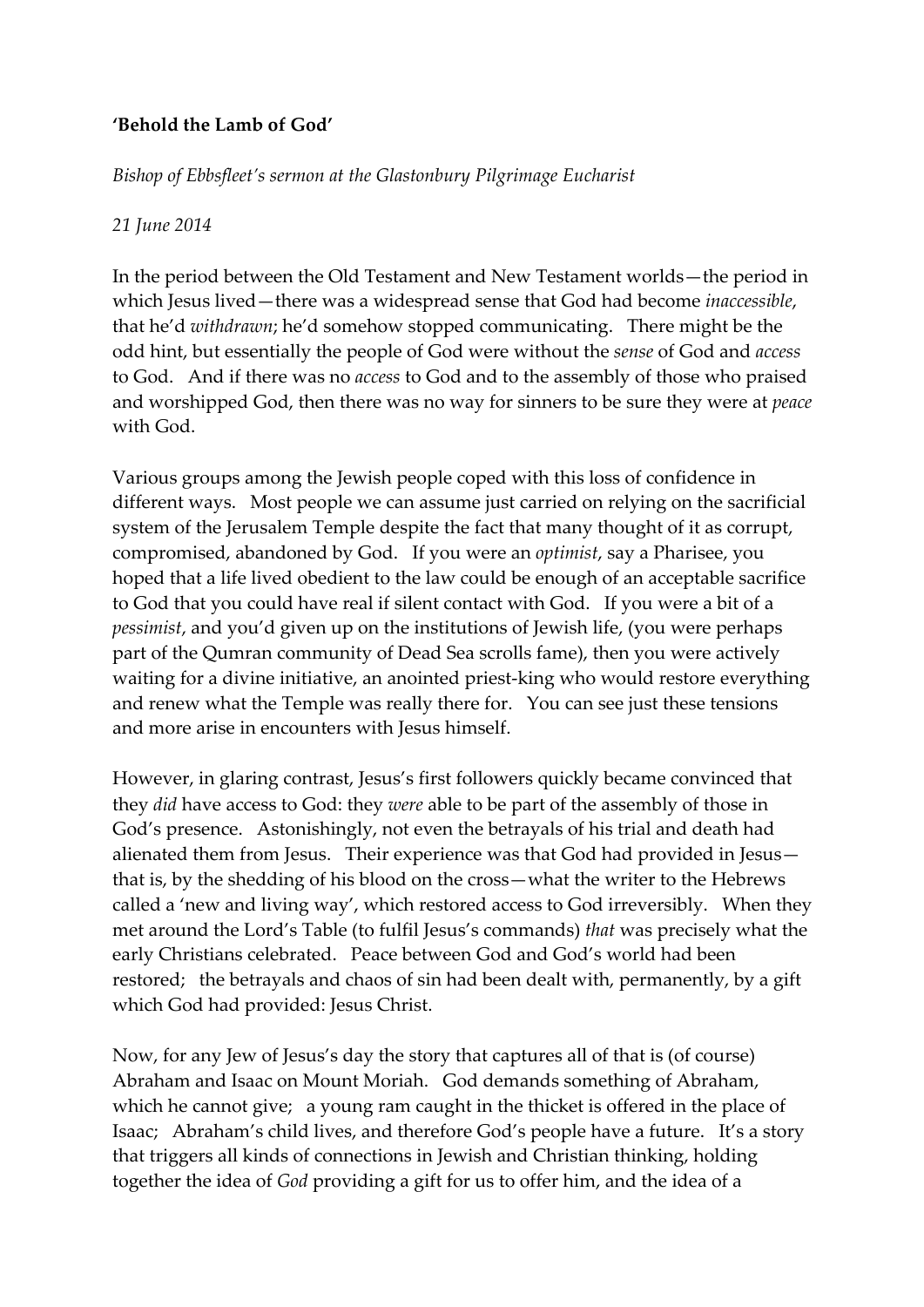**'Behold the Lamb of God'**

*Bishop of Ebbsfleet's sermon at the Glastonbury Pilgrimage Eucharist*

*21 June 2014*

In the period between the Old Testament and New Testament worlds—the period in which Jesus lived—there was a widespread sense that God had become *inaccessible*, that he'd *withdrawn*; he'd somehow stopped communicating. There might be the odd hint, but essentially the people of God were without the *sense* of God and *access* to God. And if there was no *access* to God and to the assembly of those who praised and worshipped God, then there was no way for sinners to be sure they were at *peace* with God.

Various groups among the Jewish people coped with this loss of confidence in different ways. Most people we can assume just carried on relying on the sacrificial system of the Jerusalem Temple despite the fact that many thought of it as corrupt, compromised, abandoned by God. If you were an *optimist*, say a Pharisee, you hoped that a life lived obedient to the law could be enough of an acceptable sacrifice to God that you could have real if silent contact with God. If you were a bit of a *pessimist*, and you'd given up on the institutions of Jewish life, (you were perhaps part of the Qumran community of Dead Sea scrolls fame), then you were actively waiting for a divine initiative, an anointed priest-king who would restore everything and renew what the Temple was really there for. You can see just these tensions and more arise in encounters with Jesus himself.

However, in glaring contrast, Jesus's first followers quickly became convinced that they *did* have access to God: they *were* able to be part of the assembly of those in God's presence. Astonishingly, not even the betrayals of his trial and death had alienated them from Jesus. Their experience was that God had provided in Jesus—that is, by the shedding of his blood on the cross—what the writer to the Hebrews called a 'new and living way', which restored access to God irreversibly. When they met around the Lord's Table (to fulfil Jesus's commands) *that* was precisely what the early Christians celebrated. Peace between God and God's world had been restored; the betrayals and chaos of sin had been dealt with, permanently, by a gift which God had provided: Jesus Christ.

Now, for any Jew of Jesus's day the story that captures all of that is (of course) Abraham and Isaac on Mount Moriah. God demands something of Abraham, which he cannot give; a young ram caught in the thicket is offered in the place of Isaac; Abraham's child lives, and therefore God's people have a future. It's a story that triggers all kinds of connections in Jewish and Christian thinking, holding together the idea of *God* providing a gift for us to offer him, and the idea of a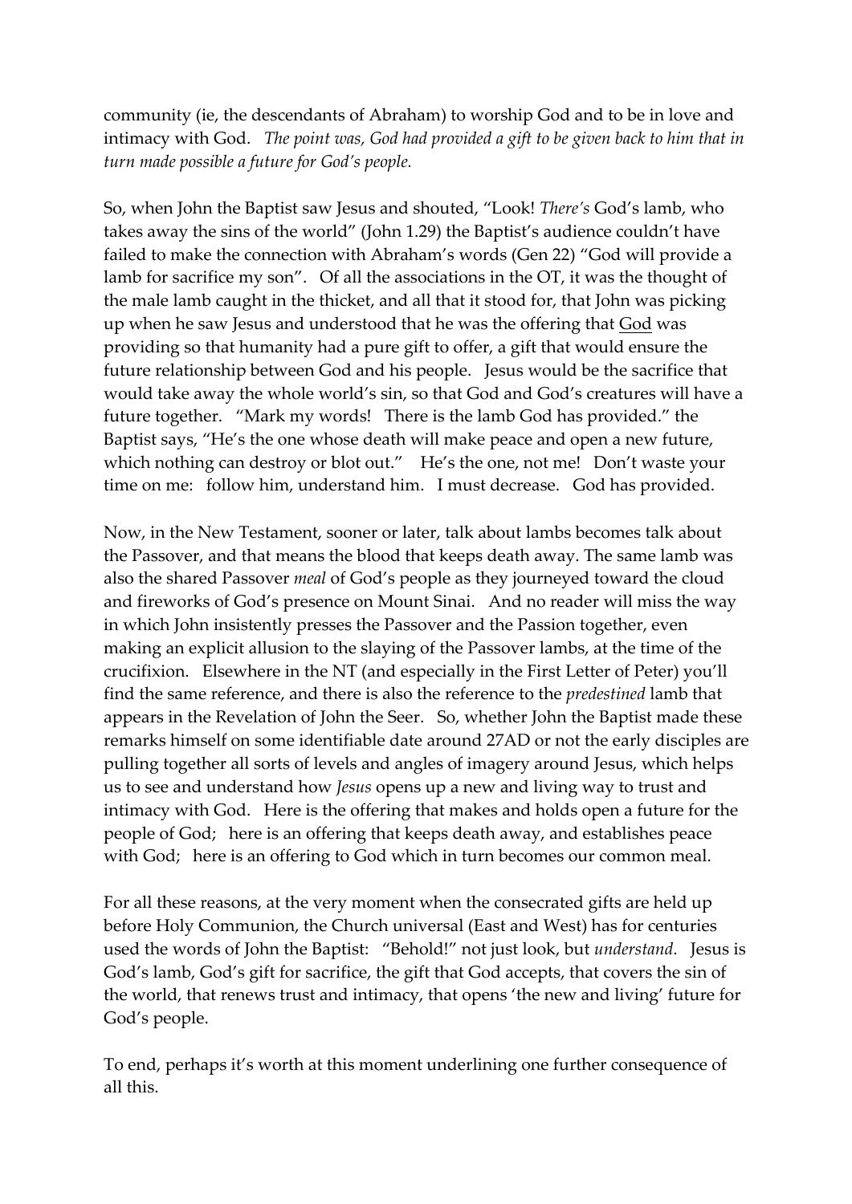community (ie, the descendants of Abraham) to worship God and to be in love and intimacy with God. *The point was, God had provided a gift to be given back to him that in turn made possible a future for God's people.*

So, when John the Baptist saw Jesus and shouted, "Look! *There's* God's lamb, who takes away the sins of the world" (John 1.29) the Baptist's audience couldn't have failed to make the connection with Abraham's words (Gen 22) "God will provide a lamb for sacrifice my son". Of all the associations in the OT, it was the thought of the male lamb caught in the thicket, and all that it stood for, that John was picking up when he saw Jesus and understood that he was the offering that <u>God</u> was providing so that humanity had a pure gift to offer, a gift that would ensure the future relationship between God and his people. Jesus would be the sacrifice that would take away the whole world's sin, so that God and God's creatures will have a future together. "Mark my words! There is the lamb God has provided." the Baptist says, "He's the one whose death will make peace and open a new future, which nothing can destroy or blot out." He's the one, not me! Don't waste your time on me: follow him, understand him. I must decrease. God has provided.

Now, in the New Testament, sooner or later, talk about lambs becomes talk about the Passover, and that means the blood that keeps death away. The same lamb was also the shared Passover *meal* of God's people as they journeyed toward the cloud and fireworks of God's presence on Mount Sinai. And no reader will miss the way in which John insistently presses the Passover and the Passion together, even making an explicit allusion to the slaying of the Passover lambs, at the time of the crucifixion. Elsewhere in the NT (and especially in the First Letter of Peter) you'll find the same reference, and there is also the reference to the *predestined* lamb that appears in the Revelation of John the Seer. So, whether John the Baptist made these remarks himself on some identifiable date around 27AD or not the early disciples are pulling together all sorts of levels and angles of imagery around Jesus, which helps us to see and understand how *Jesus* opens up a new and living way to trust and intimacy with God. Here is the offering that makes and holds open a future for the people of God; here is an offering that keeps death away, and establishes peace with God; here is an offering to God which in turn becomes our common meal.

For all these reasons, at the very moment when the consecrated gifts are held up before Holy Communion, the Church universal (East and West) has for centuries used the words of John the Baptist: "Behold!" not just look, but *understand*. Jesus is God's lamb, God's gift for sacrifice, the gift that God accepts, that covers the sin of the world, that renews trust and intimacy, that opens 'the new and living' future for God's people.

To end, perhaps it's worth at this moment underlining one further consequence of all this.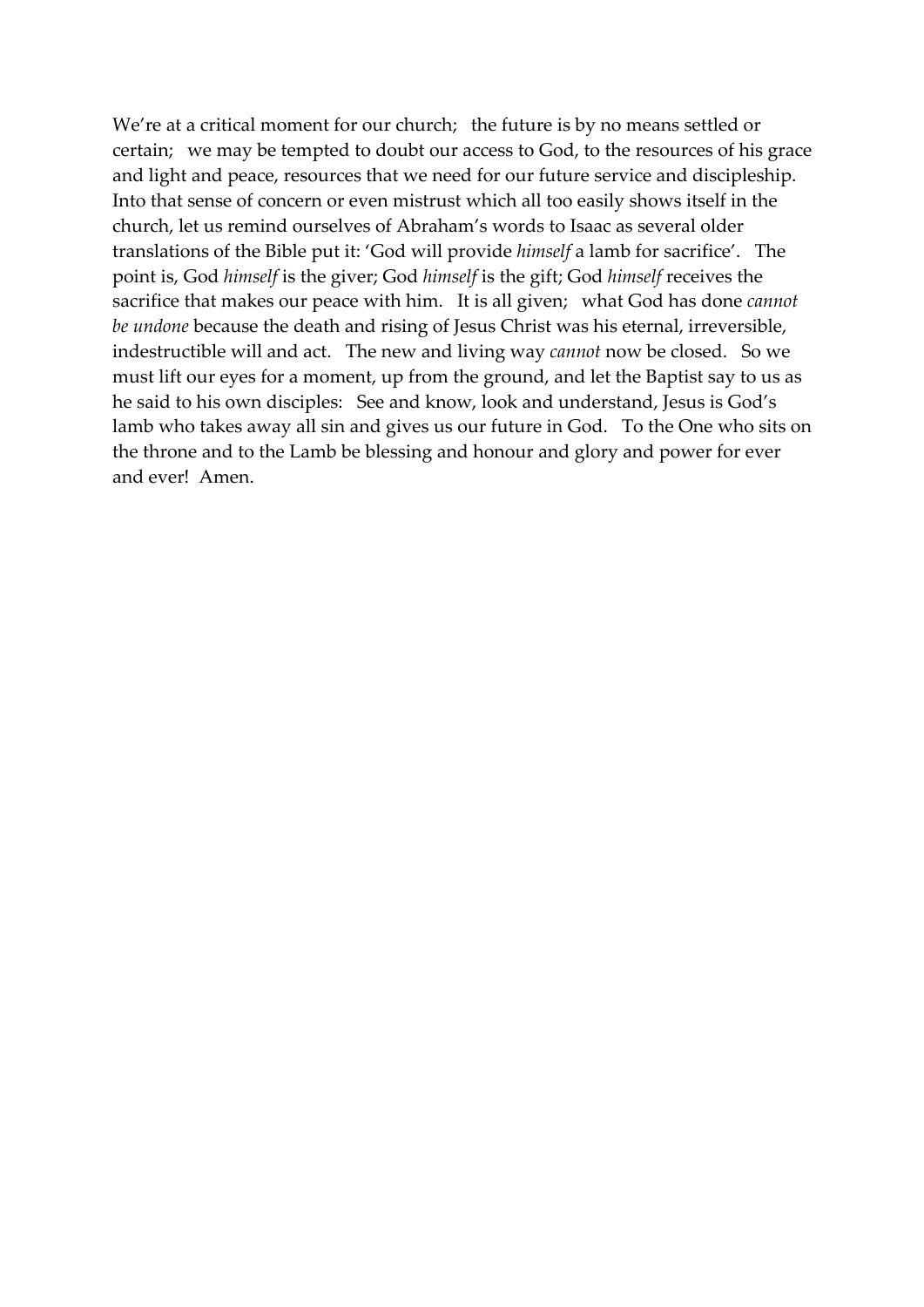We're at a critical moment for our church; the future is by no means settled or certain; we may be tempted to doubt our access to God, to the resources of his grace and light and peace, resources that we need for our future service and discipleship. Into that sense of concern or even mistrust which all too easily shows itself in the church, let us remind ourselves of Abraham's words to Isaac as several older translations of the Bible put it: 'God will provide *himself* a lamb for sacrifice'. The point is, God *himself* is the giver; God *himself* is the gift; God *himself* receives the sacrifice that makes our peace with him. It is all given; what God has done *cannot be undone* because the death and rising of Jesus Christ was his eternal, irreversible, indestructible will and act. The new and living way *cannot* now be closed. So we must lift our eyes for a moment, up from the ground, and let the Baptist say to us as he said to his own disciples: See and know, look and understand, Jesus is God's lamb who takes away all sin and gives us our future in God. To the One who sits on the throne and to the Lamb be blessing and honour and glory and power for ever and ever! Amen.